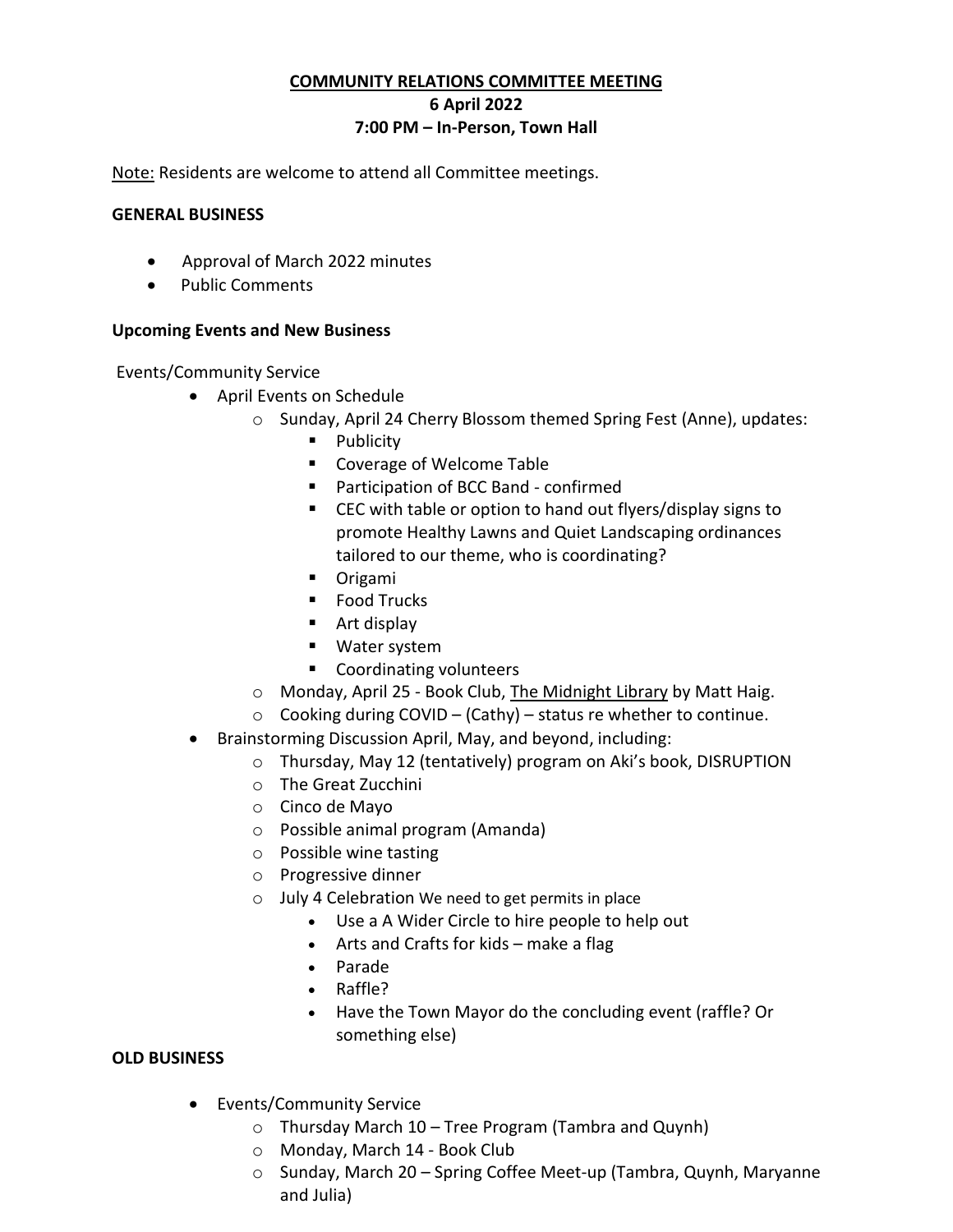**COMMUNITY RELATIONS COMMITTEE MEETING**
**6 April 2022**
**7:00 PM – In-Person, Town Hall**

Note: Residents are welcome to attend all Committee meetings.

**GENERAL BUSINESS**

- Approval of March 2022 minutes
- Public Comments

**Upcoming Events and New Business**

Events/Community Service

- April Events on Schedule
  - Sunday, April 24 Cherry Blossom themed Spring Fest (Anne), updates:
    - Publicity
    - Coverage of Welcome Table
    - Participation of BCC Band - confirmed
    - CEC with table or option to hand out flyers/display signs to promote Healthy Lawns and Quiet Landscaping ordinances tailored to our theme, who is coordinating?
    - Origami
    - Food Trucks
    - Art display
    - Water system
    - Coordinating volunteers
  - Monday, April 25 - Book Club, The Midnight Library by Matt Haig.
  - Cooking during COVID – (Cathy) – status re whether to continue.
- Brainstorming Discussion April, May, and beyond, including:
  - Thursday, May 12 (tentatively) program on Aki's book, DISRUPTION
  - The Great Zucchini
  - Cinco de Mayo
  - Possible animal program (Amanda)
  - Possible wine tasting
  - Progressive dinner
  - July 4 Celebration We need to get permits in place
    - Use a A Wider Circle to hire people to help out
    - Arts and Crafts for kids – make a flag
    - Parade
    - Raffle?
    - Have the Town Mayor do the concluding event (raffle? Or something else)

**OLD BUSINESS**

- Events/Community Service
  - Thursday March 10 – Tree Program (Tambra and Quynh)
  - Monday, March 14 - Book Club
  - Sunday, March 20 – Spring Coffee Meet-up (Tambra, Quynh, Maryanne and Julia)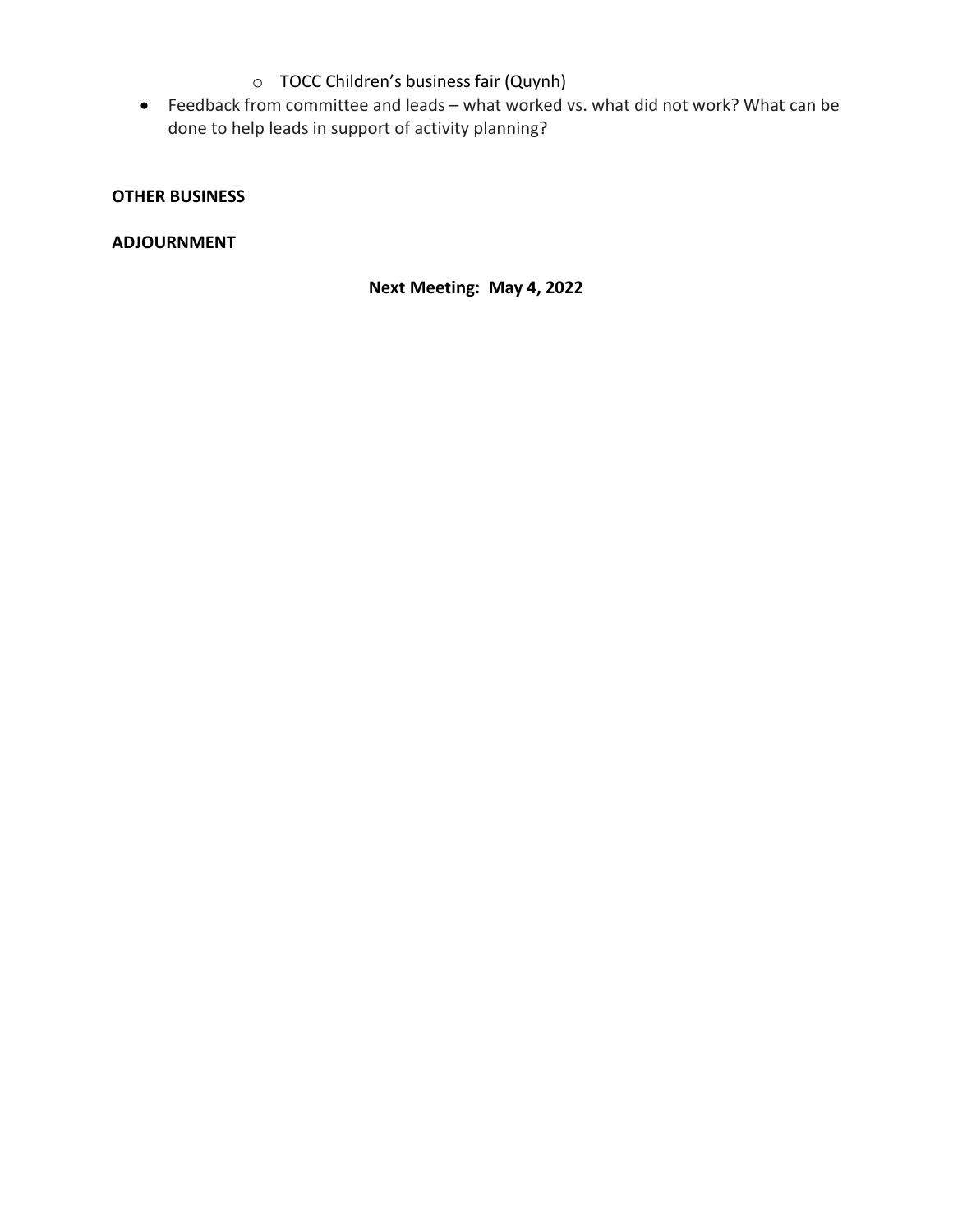- TOCC Children's business fair (Quynh)
- Feedback from committee and leads – what worked vs. what did not work? What can be done to help leads in support of activity planning?

**OTHER BUSINESS**

**ADJOURNMENT**

**Next Meeting: May 4, 2022**